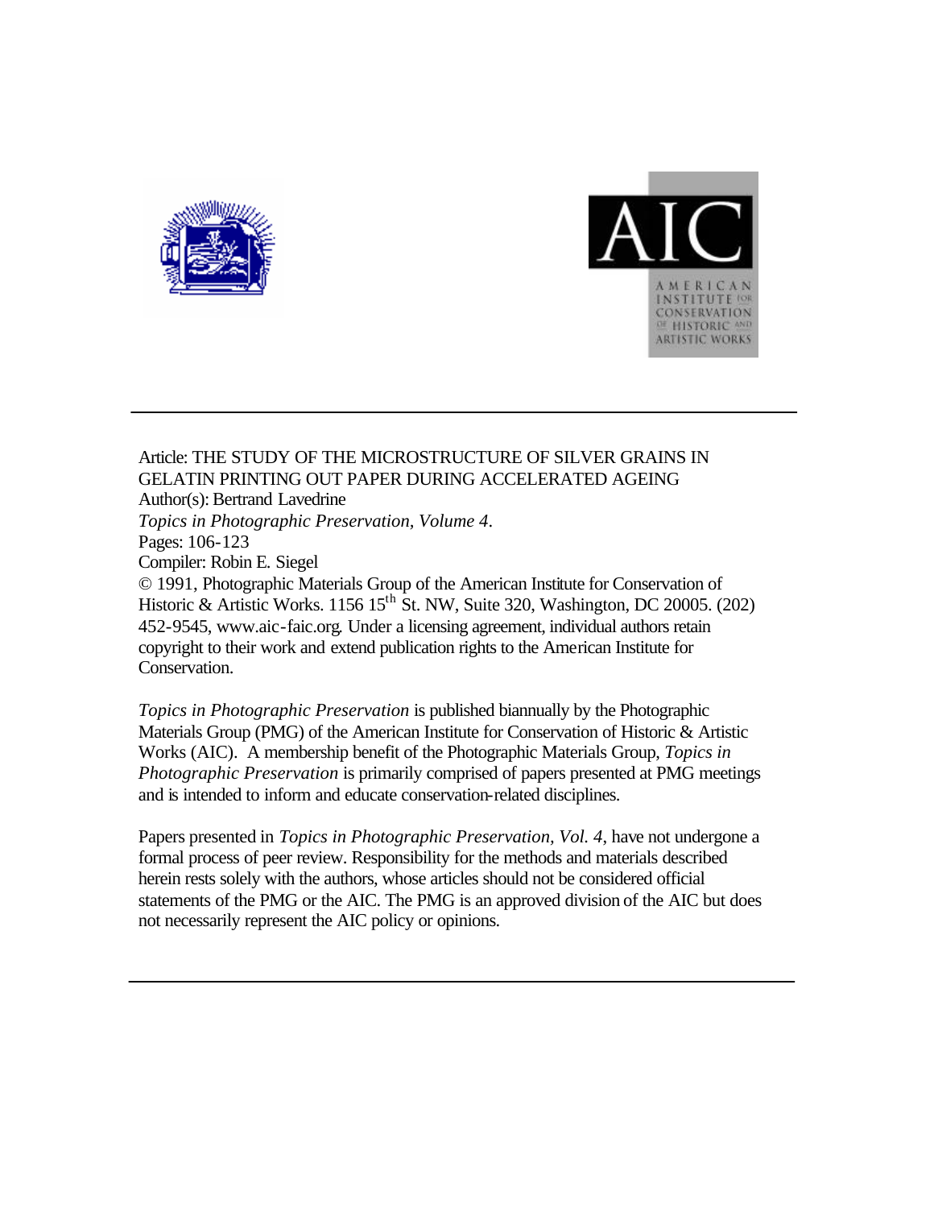Article: THE STUDY OF THE MICROSTRUCTURE OF SILVER GRAINS IN GELATIN PRINTING OUT PAPER DURING ACCELERATED AGEING
Author(s): Bertrand Lavedrine
*Topics in Photographic Preservation, Volume 4*.
Pages: 106-123
Compiler: Robin E. Siegel
© 1991, Photographic Materials Group of the American Institute for Conservation of Historic & Artistic Works. 1156 15th St. NW, Suite 320, Washington, DC 20005. (202) 452-9545, www.aic-faic.org. Under a licensing agreement, individual authors retain copyright to their work and extend publication rights to the American Institute for Conservation.

*Topics in Photographic Preservation* is published biannually by the Photographic Materials Group (PMG) of the American Institute for Conservation of Historic & Artistic Works (AIC). A membership benefit of the Photographic Materials Group, *Topics in Photographic Preservation* is primarily comprised of papers presented at PMG meetings and is intended to inform and educate conservation-related disciplines.

Papers presented in *Topics in Photographic Preservation, Vol. 4*, have not undergone a formal process of peer review. Responsibility for the methods and materials described herein rests solely with the authors, whose articles should not be considered official statements of the PMG or the AIC. The PMG is an approved division of the AIC but does not necessarily represent the AIC policy or opinions.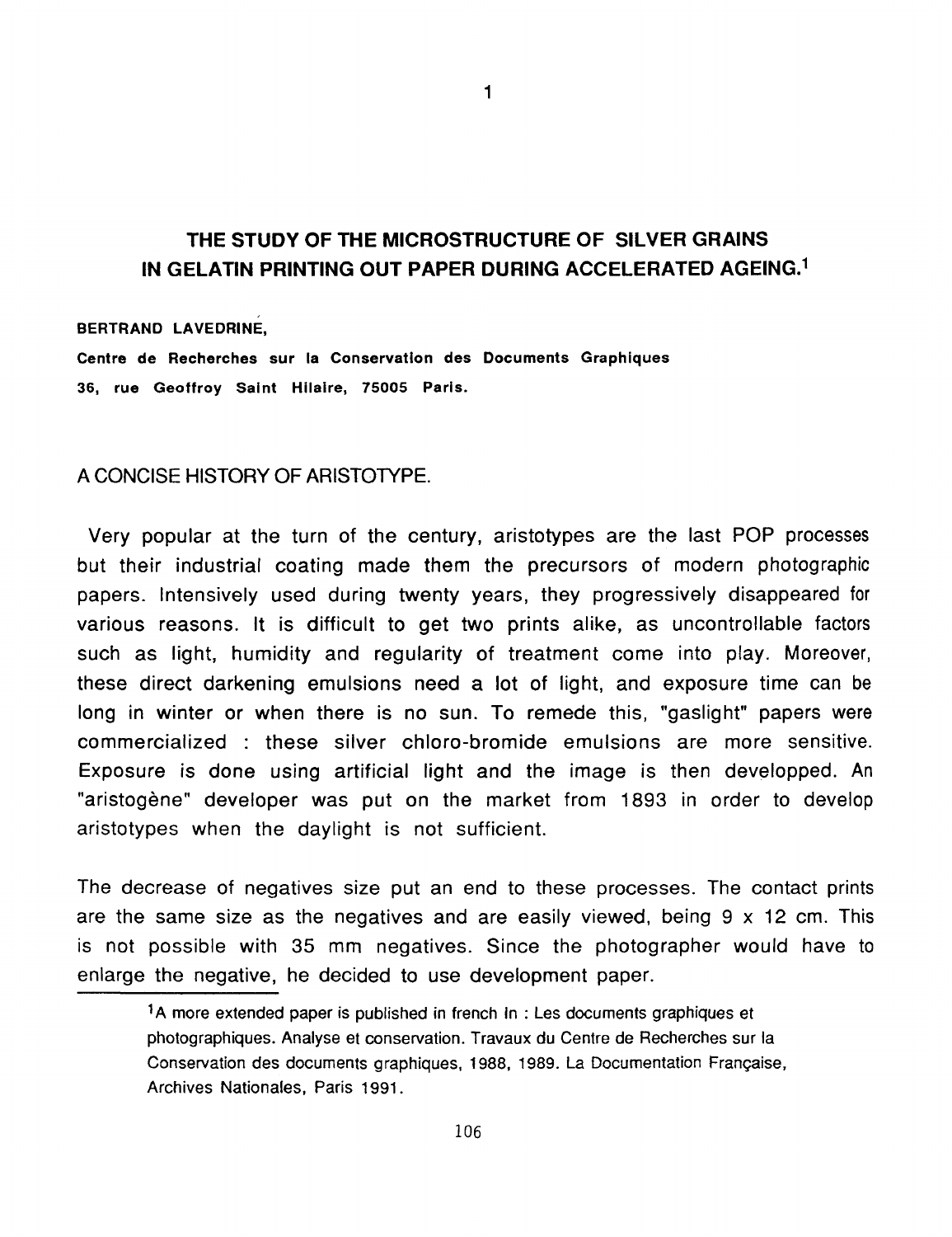## THE STUDY OF THE MICROSTRUCTURE OF SILVER GRAINS IN GELATIN PRINTING OUT PAPER DURING ACCELERATED AGEING.[1]

**BERTRAND LAVEDRINÉ,**

**Centre de Recherches sur la Conservation des Documents Graphiques**
**36, rue Geoffroy Saint Hilaire, 75005 Paris.**

### A CONCISE HISTORY OF ARISTOTYPE.

Very popular at the turn of the century, aristotypes are the last POP processes but their industrial coating made them the precursors of modern photographic papers. Intensively used during twenty years, they progressively disappeared for various reasons. It is difficult to get two prints alike, as uncontrollable factors such as light, humidity and regularity of treatment come into play. Moreover, these direct darkening emulsions need a lot of light, and exposure time can be long in winter or when there is no sun. To remede this, "gaslight" papers were commercialized : these silver chloro-bromide emulsions are more sensitive. Exposure is done using artificial light and the image is then developped. An "aristogène" developer was put on the market from 1893 in order to develop aristotypes when the daylight is not sufficient.

The decrease of negatives size put an end to these processes. The contact prints are the same size as the negatives and are easily viewed, being 9 x 12 cm. This is not possible with 35 mm negatives. Since the photographer would have to enlarge the negative, he decided to use development paper.

---

[1] A more extended paper is published in french in : Les documents graphiques et photographiques. Analyse et conservation. Travaux du Centre de Recherches sur la Conservation des documents graphiques, 1988, 1989. La Documentation Française, Archives Nationales, Paris 1991.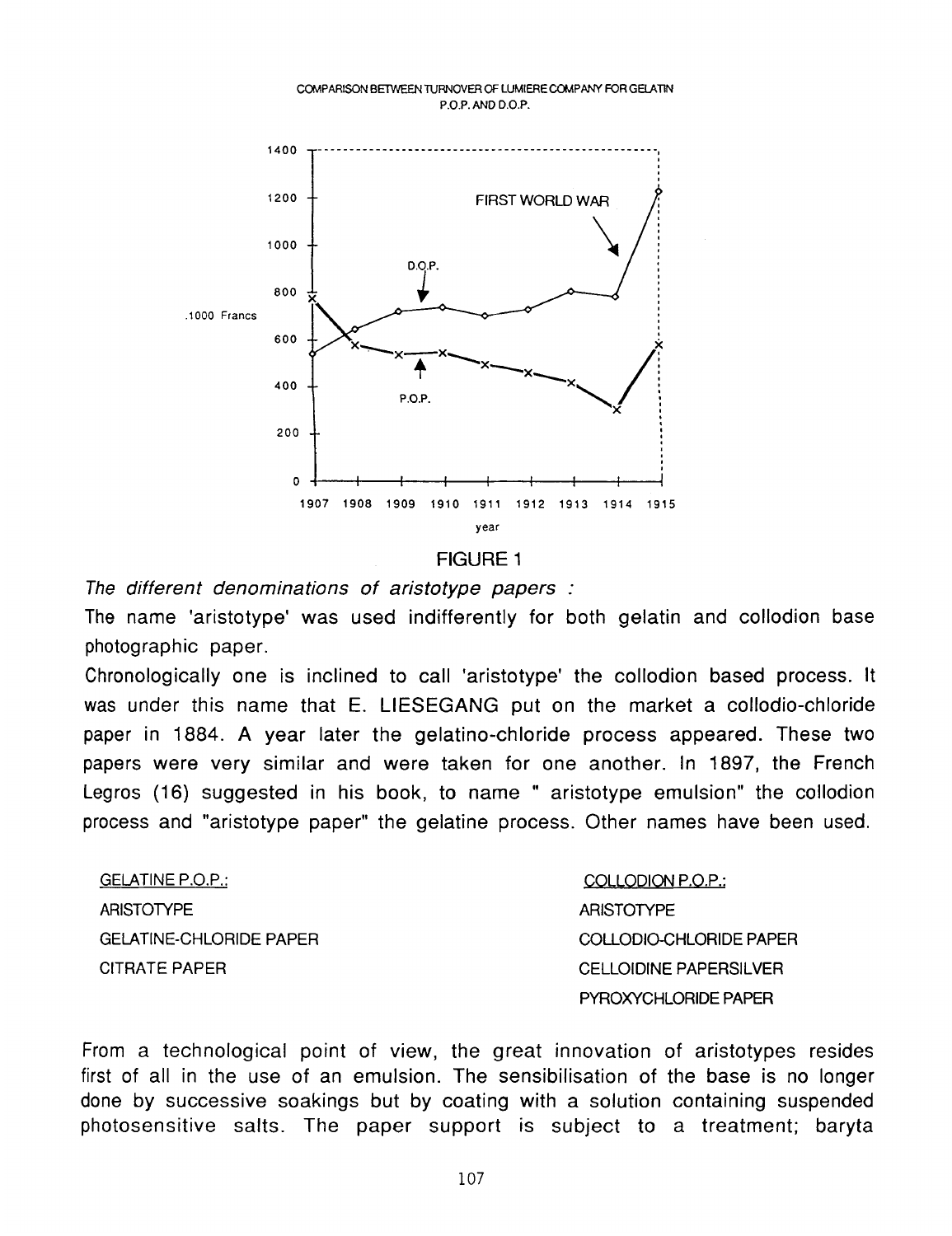COMPARISON BETWEEN TURNOVER OF LUMIERE COMPANY FOR GELATIN P.O.P. AND D.O.P.

FIGURE 1

*The different denominations of aristotype papers :*

The name 'aristotype' was used indifferently for both gelatin and collodion base photographic paper.

Chronologically one is inclined to call 'aristotype' the collodion based process. It was under this name that E. LIESEGANG put on the market a collodio-chloride paper in 1884. A year later the gelatino-chloride process appeared. These two papers were very similar and were taken for one another. In 1897, the French Legros (16) suggested in his book, to name " aristotype emulsion" the collodion process and "aristotype paper" the gelatine process. Other names have been used.

| GELATINE P.O.P.: | COLLODION P.O.P.: |
|---|---|
| ARISTOTYPE | ARISTOTYPE |
| GELATINE-CHLORIDE PAPER | COLLODIO-CHLORIDE PAPER |
| CITRATE PAPER | CELLOIDINE PAPERSILVER |
| | PYROXYCHLORIDE PAPER |

From a technological point of view, the great innovation of aristotypes resides first of all in the use of an emulsion. The sensibilisation of the base is no longer done by successive soakings but by coating with a solution containing suspended photosensitive salts. The paper support is subject to a treatment; baryta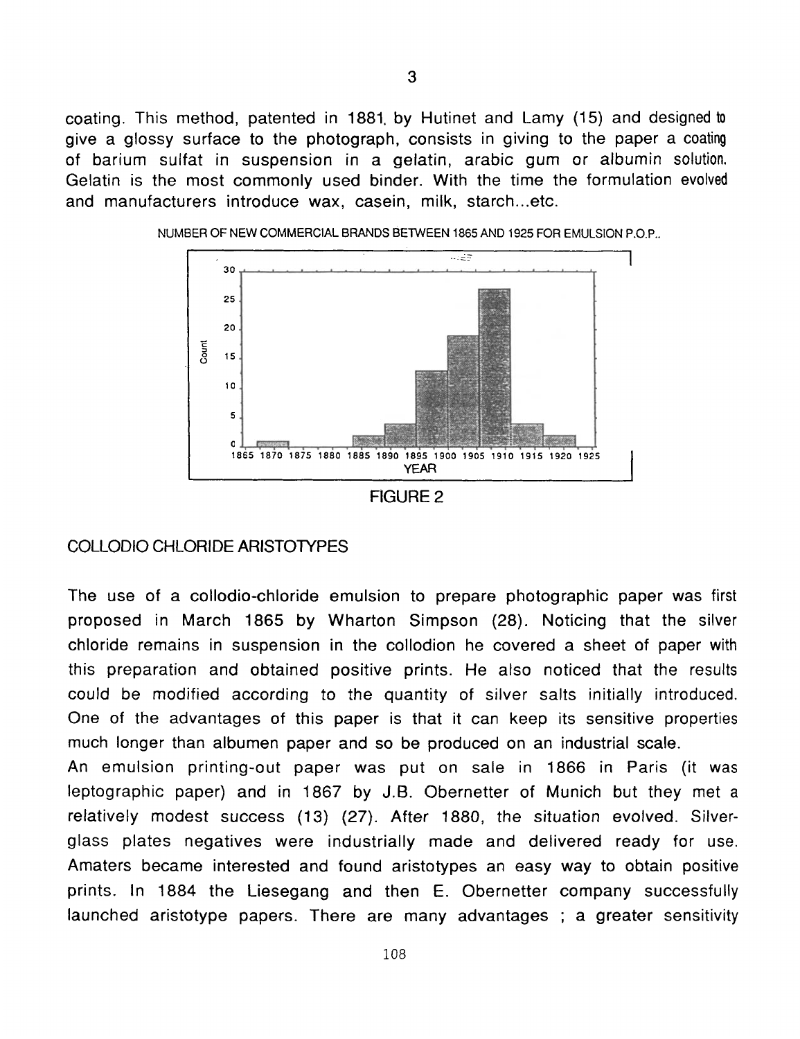coating. This method, patented in 1881, by Hutinet and Lamy (15) and designed to give a glossy surface to the photograph, consists in giving to the paper a coating of barium sulfat in suspension in a gelatin, arabic gum or albumin solution. Gelatin is the most commonly used binder. With the time the formulation evolved and manufacturers introduce wax, casein, milk, starch...etc.

NUMBER OF NEW COMMERCIAL BRANDS BETWEEN 1865 AND 1925 FOR EMULSION P.O.P..

FIGURE 2

## COLLODIO CHLORIDE ARISTOTYPES

The use of a collodio-chloride emulsion to prepare photographic paper was first proposed in March 1865 by Wharton Simpson (28). Noticing that the silver chloride remains in suspension in the collodion he covered a sheet of paper with this preparation and obtained positive prints. He also noticed that the results could be modified according to the quantity of silver salts initially introduced. One of the advantages of this paper is that it can keep its sensitive properties much longer than albumen paper and so be produced on an industrial scale.

An emulsion printing-out paper was put on sale in 1866 in Paris (it was leptographic paper) and in 1867 by J.B. Obernetter of Munich but they met a relatively modest success (13) (27). After 1880, the situation evolved. Silver-glass plates negatives were industrially made and delivered ready for use. Amaters became interested and found aristotypes an easy way to obtain positive prints. In 1884 the Liesegang and then E. Obernetter company successfully launched aristotype papers. There are many advantages ; a greater sensitivity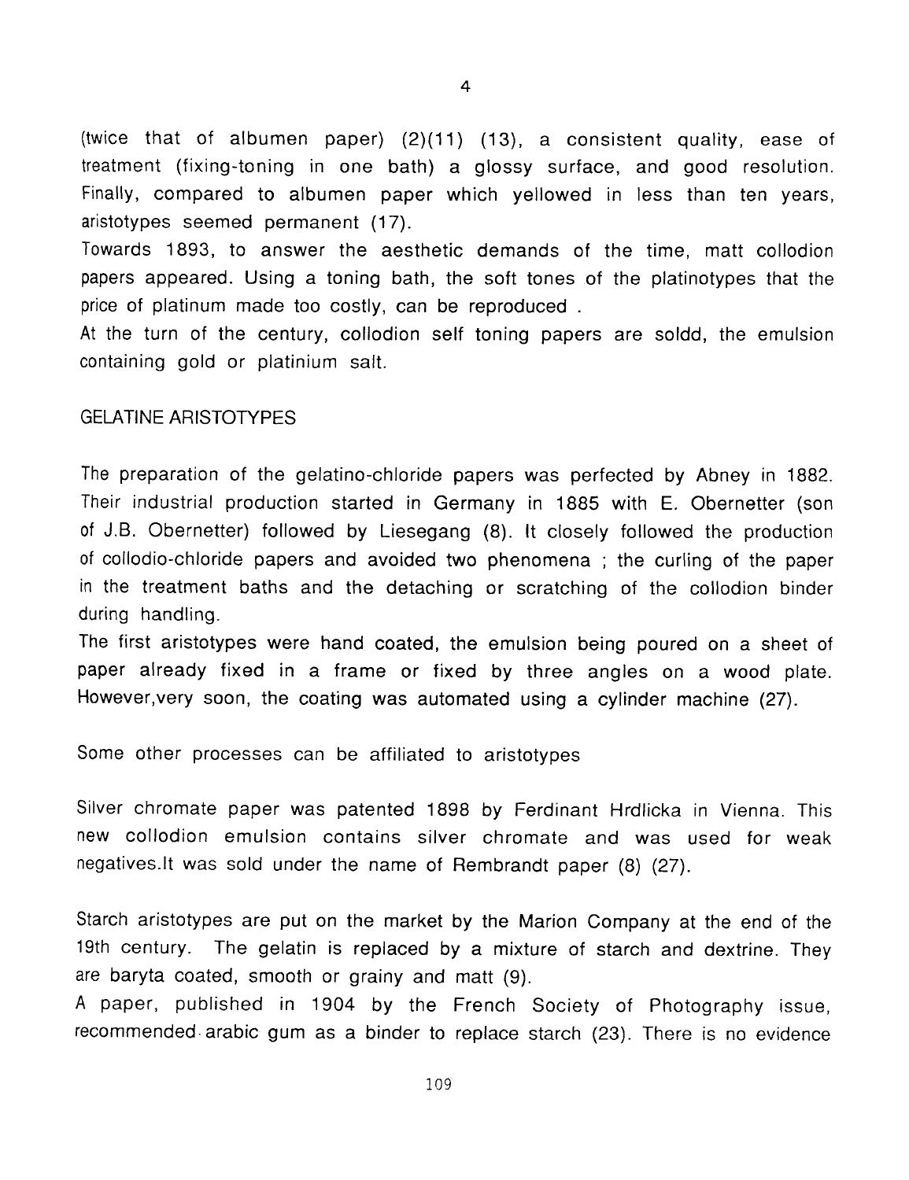(twice that of albumen paper) (2)(11) (13), a consistent quality, ease of treatment (fixing-toning in one bath) a glossy surface, and good resolution. Finally, compared to albumen paper which yellowed in less than ten years, aristotypes seemed permanent (17).

Towards 1893, to answer the aesthetic demands of the time, matt collodion papers appeared. Using a toning bath, the soft tones of the platinotypes that the price of platinum made too costly, can be reproduced .

At the turn of the century, collodion self toning papers are soldd, the emulsion containing gold or platinium salt.

## GELATINE ARISTOTYPES

The preparation of the gelatino-chloride papers was perfected by Abney in 1882. Their industrial production started in Germany in 1885 with E. Obernetter (son of J.B. Obernetter) followed by Liesegang (8). It closely followed the production of collodio-chloride papers and avoided two phenomena ; the curling of the paper in the treatment baths and the detaching or scratching of the collodion binder during handling.

The first aristotypes were hand coated, the emulsion being poured on a sheet of paper already fixed in a frame or fixed by three angles on a wood plate. However,very soon, the coating was automated using a cylinder machine (27).

Some other processes can be affiliated to aristotypes

Silver chromate paper was patented 1898 by Ferdinant Hrdlicka in Vienna. This new collodion emulsion contains silver chromate and was used for weak negatives.It was sold under the name of Rembrandt paper (8) (27).

Starch aristotypes are put on the market by the Marion Company at the end of the 19th century. The gelatin is replaced by a mixture of starch and dextrine. They are baryta coated, smooth or grainy and matt (9).

A paper, published in 1904 by the French Society of Photography issue, recommended arabic gum as a binder to replace starch (23). There is no evidence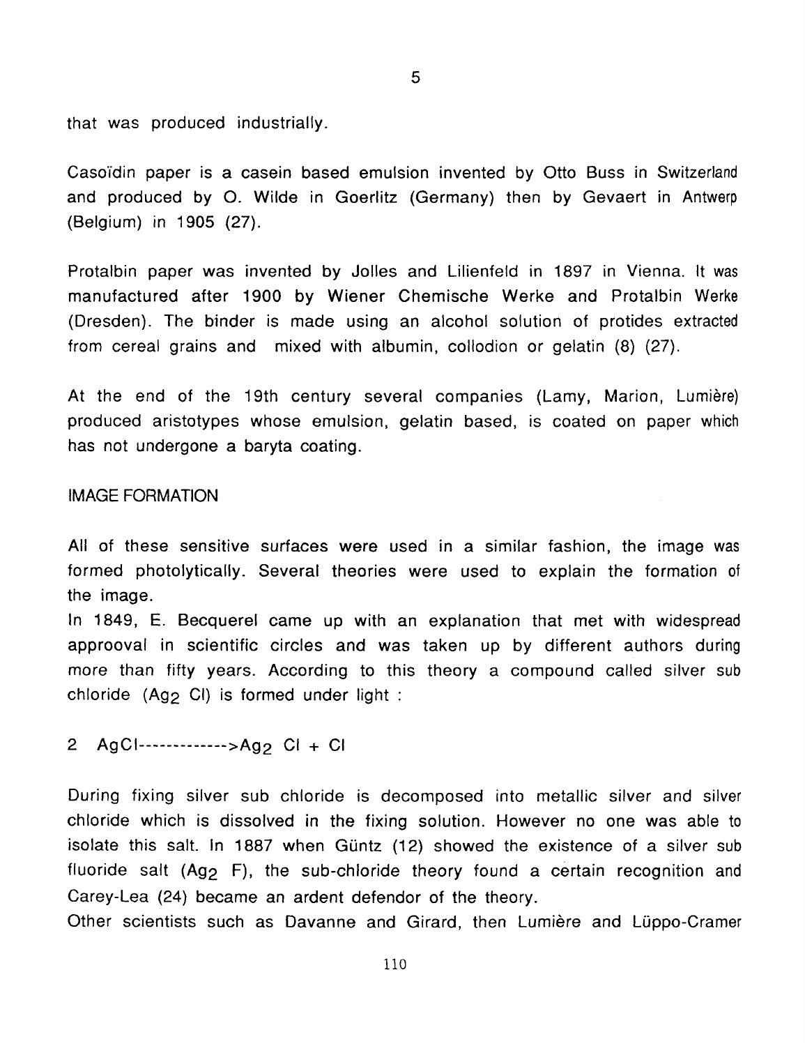that was produced industrially.

Casoïdin paper is a casein based emulsion invented by Otto Buss in Switzerland and produced by O. Wilde in Goerlitz (Germany) then by Gevaert in Antwerp (Belgium) in 1905 (27).

Protalbin paper was invented by Jolles and Lilienfeld in 1897 in Vienna. It was manufactured after 1900 by Wiener Chemische Werke and Protalbin Werke (Dresden). The binder is made using an alcohol solution of protides extracted from cereal grains and mixed with albumin, collodion or gelatin (8) (27).

At the end of the 19th century several companies (Lamy, Marion, Lumière) produced aristotypes whose emulsion, gelatin based, is coated on paper which has not undergone a baryta coating.

## IMAGE FORMATION

All of these sensitive surfaces were used in a similar fashion, the image was formed photolytically. Several theories were used to explain the formation of the image.

In 1849, E. Becquerel came up with an explanation that met with widespread approoval in scientific circles and was taken up by different authors during more than fifty years. According to this theory a compound called silver sub chloride ($Ag_2Cl$) is formed under light :

$$2\ AgCl \longrightarrow Ag_2Cl + Cl$$

During fixing silver sub chloride is decomposed into metallic silver and silver chloride which is dissolved in the fixing solution. However no one was able to isolate this salt. In 1887 when Güntz (12) showed the existence of a silver sub fluoride salt ($Ag_2F$), the sub-chloride theory found a certain recognition and Carey-Lea (24) became an ardent defendor of the theory.

Other scientists such as Davanne and Girard, then Lumière and Lüppo-Cramer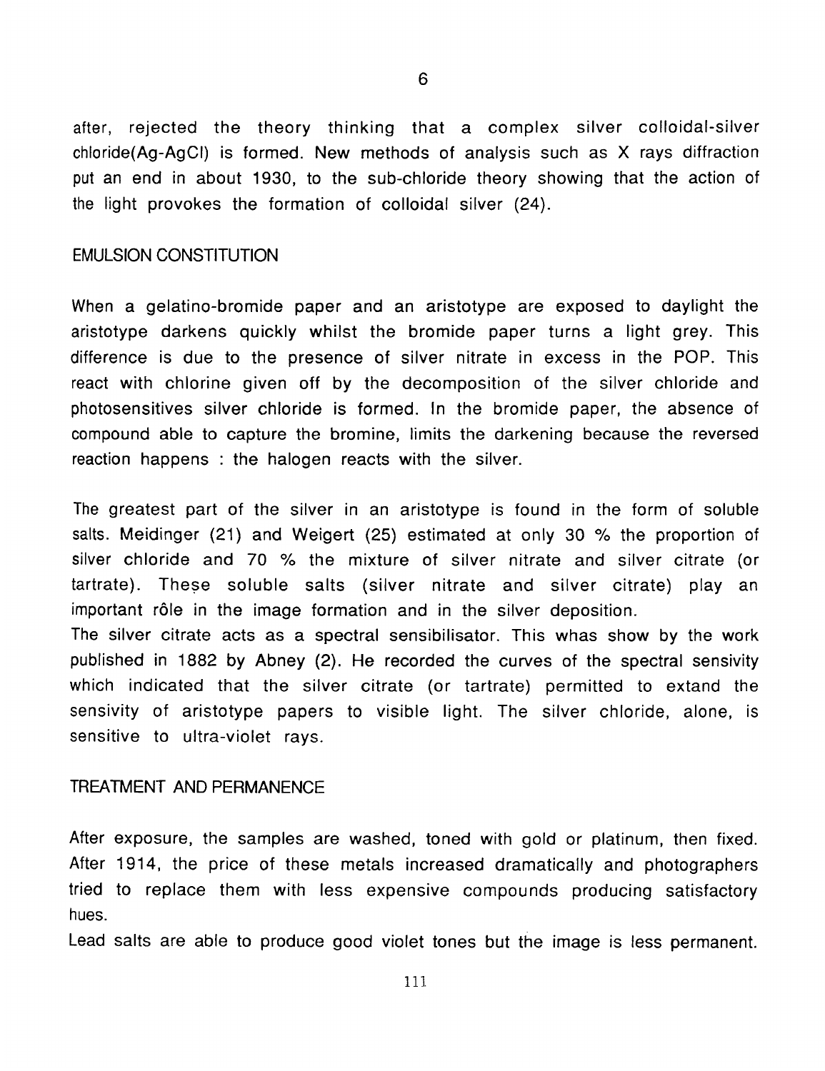after, rejected the theory thinking that a complex silver colloidal-silver chloride(Ag-AgCl) is formed. New methods of analysis such as X rays diffraction put an end in about 1930, to the sub-chloride theory showing that the action of the light provokes the formation of colloidal silver (24).

## EMULSION CONSTITUTION

When a gelatino-bromide paper and an aristotype are exposed to daylight the aristotype darkens quickly whilst the bromide paper turns a light grey. This difference is due to the presence of silver nitrate in excess in the POP. This react with chlorine given off by the decomposition of the silver chloride and photosensitives silver chloride is formed. In the bromide paper, the absence of compound able to capture the bromine, limits the darkening because the reversed reaction happens : the halogen reacts with the silver.

The greatest part of the silver in an aristotype is found in the form of soluble salts. Meidinger (21) and Weigert (25) estimated at only 30 % the proportion of silver chloride and 70 % the mixture of silver nitrate and silver citrate (or tartrate). These soluble salts (silver nitrate and silver citrate) play an important rôle in the image formation and in the silver deposition.
The silver citrate acts as a spectral sensibilisator. This whas show by the work published in 1882 by Abney (2). He recorded the curves of the spectral sensivity which indicated that the silver citrate (or tartrate) permitted to extand the sensivity of aristotype papers to visible light. The silver chloride, alone, is sensitive to ultra-violet rays.

## TREATMENT AND PERMANENCE

After exposure, the samples are washed, toned with gold or platinum, then fixed. After 1914, the price of these metals increased dramatically and photographers tried to replace them with less expensive compounds producing satisfactory hues.
Lead salts are able to produce good violet tones but the image is less permanent.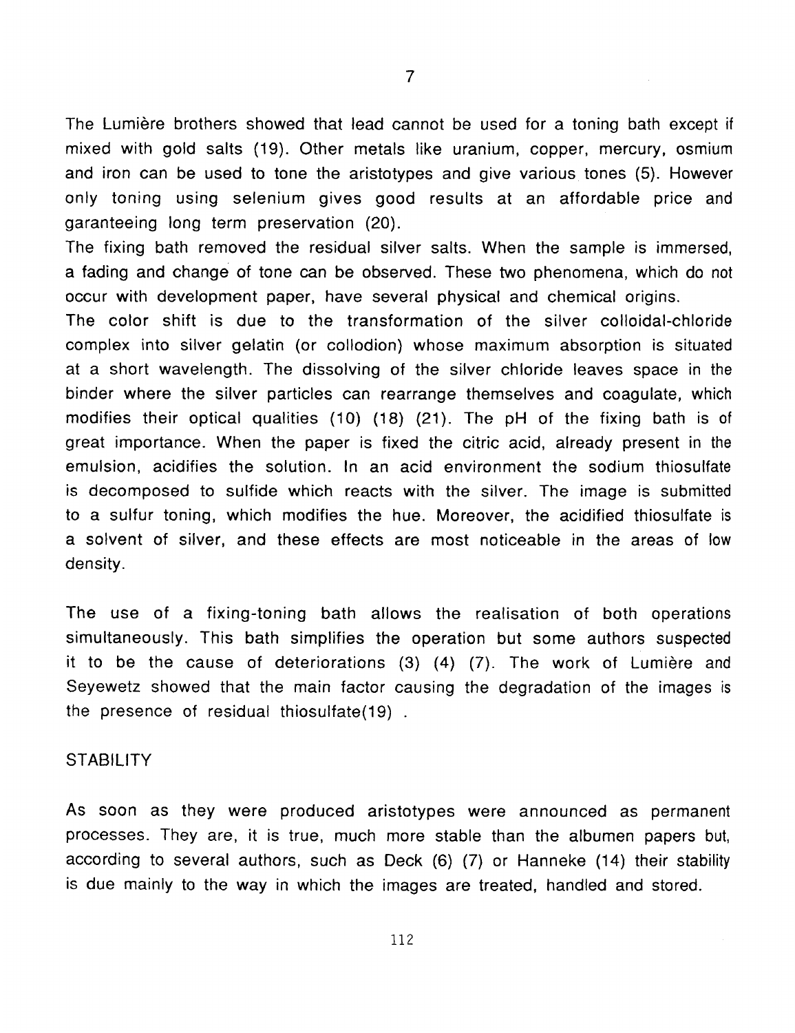The Lumière brothers showed that lead cannot be used for a toning bath except if mixed with gold salts (19). Other metals like uranium, copper, mercury, osmium and iron can be used to tone the aristotypes and give various tones (5). However only toning using selenium gives good results at an affordable price and garanteeing long term preservation (20).

The fixing bath removed the residual silver salts. When the sample is immersed, a fading and change of tone can be observed. These two phenomena, which do not occur with development paper, have several physical and chemical origins.

The color shift is due to the transformation of the silver colloidal-chloride complex into silver gelatin (or collodion) whose maximum absorption is situated at a short wavelength. The dissolving of the silver chloride leaves space in the binder where the silver particles can rearrange themselves and coagulate, which modifies their optical qualities (10) (18) (21). The pH of the fixing bath is of great importance. When the paper is fixed the citric acid, already present in the emulsion, acidifies the solution. In an acid environment the sodium thiosulfate is decomposed to sulfide which reacts with the silver. The image is submitted to a sulfur toning, which modifies the hue. Moreover, the acidified thiosulfate is a solvent of silver, and these effects are most noticeable in the areas of low density.

The use of a fixing-toning bath allows the realisation of both operations simultaneously. This bath simplifies the operation but some authors suspected it to be the cause of deteriorations (3) (4) (7). The work of Lumière and Seyewetz showed that the main factor causing the degradation of the images is the presence of residual thiosulfate(19) .

## STABILITY

As soon as they were produced aristotypes were announced as permanent processes. They are, it is true, much more stable than the albumen papers but, according to several authors, such as Deck (6) (7) or Hanneke (14) their stability is due mainly to the way in which the images are treated, handled and stored.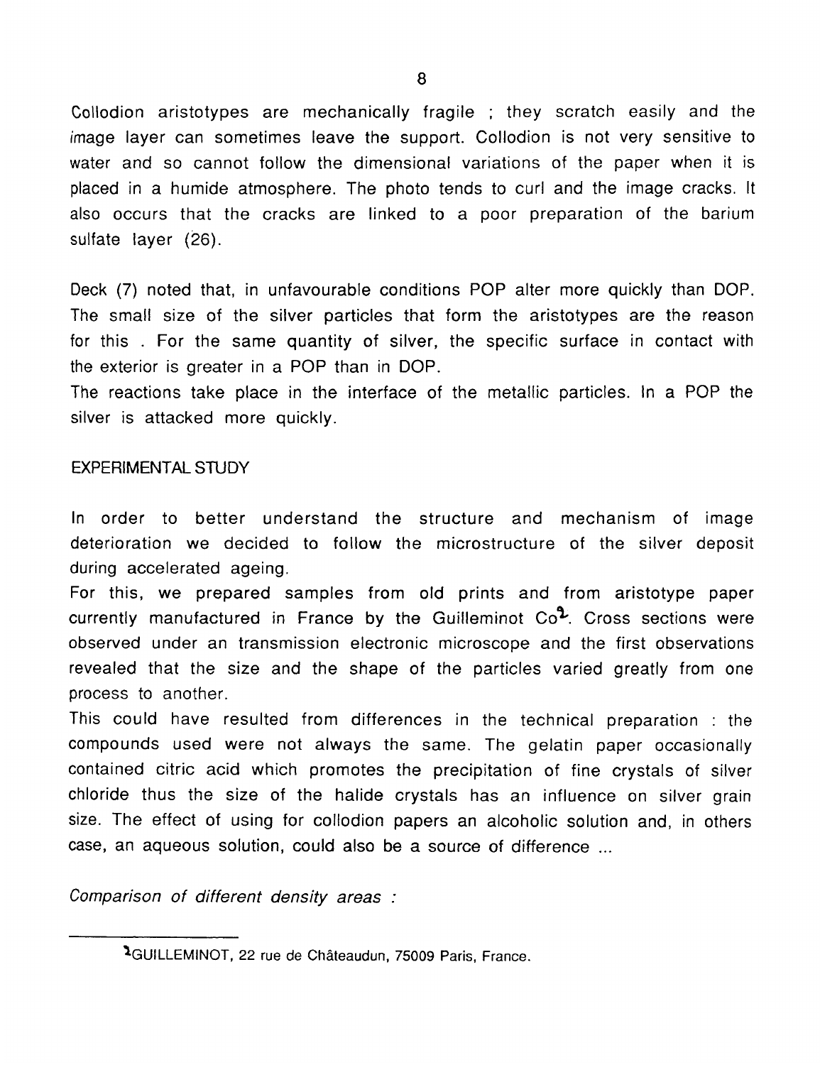Collodion aristotypes are mechanically fragile ; they scratch easily and the image layer can sometimes leave the support. Collodion is not very sensitive to water and so cannot follow the dimensional variations of the paper when it is placed in a humide atmosphere. The photo tends to curl and the image cracks. It also occurs that the cracks are linked to a poor preparation of the barium sulfate layer (26).

Deck (7) noted that, in unfavourable conditions POP alter more quickly than DOP. The small size of the silver particles that form the aristotypes are the reason for this . For the same quantity of silver, the specific surface in contact with the exterior is greater in a POP than in DOP.
The reactions take place in the interface of the metallic particles. In a POP the silver is attacked more quickly.

## EXPERIMENTAL STUDY

In order to better understand the structure and mechanism of image deterioration we decided to follow the microstructure of the silver deposit during accelerated ageing.
For this, we prepared samples from old prints and from aristotype paper currently manufactured in France by the Guilleminot Co[1]. Cross sections were observed under an transmission electronic microscope and the first observations revealed that the size and the shape of the particles varied greatly from one process to another.
This could have resulted from differences in the technical preparation : the compounds used were not always the same. The gelatin paper occasionally contained citric acid which promotes the precipitation of fine crystals of silver chloride thus the size of the halide crystals has an influence on silver grain size. The effect of using for collodion papers an alcoholic solution and, in others case, an aqueous solution, could also be a source of difference ...

*Comparison of different density areas :*

---

[1] GUILLEMINOT, 22 rue de Châteaudun, 75009 Paris, France.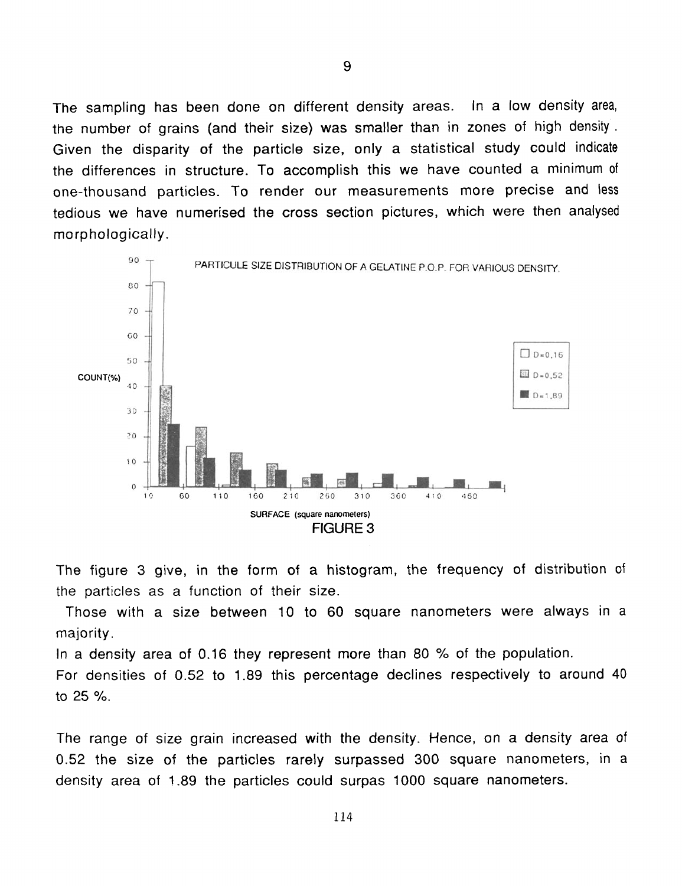The sampling has been done on different density areas. In a low density area, the number of grains (and their size) was smaller than in zones of high density. Given the disparity of the particle size, only a statistical study could indicate the differences in structure. To accomplish this we have counted a minimum of one-thousand particles. To render our measurements more precise and less tedious we have numerised the cross section pictures, which were then analysed morphologically.

PARTICULE SIZE DISTRIBUTION OF A GELATINE P.O.P. FOR VARIOUS DENSITY.

FIGURE 3

The figure 3 give, in the form of a histogram, the frequency of distribution of the particles as a function of their size.

Those with a size between 10 to 60 square nanometers were always in a majority.

In a density area of 0.16 they represent more than 80 % of the population.

For densities of 0.52 to 1.89 this percentage declines respectively to around 40 to 25 %.

The range of size grain increased with the density. Hence, on a density area of 0.52 the size of the particles rarely surpassed 300 square nanometers, in a density area of 1.89 the particles could surpas 1000 square nanometers.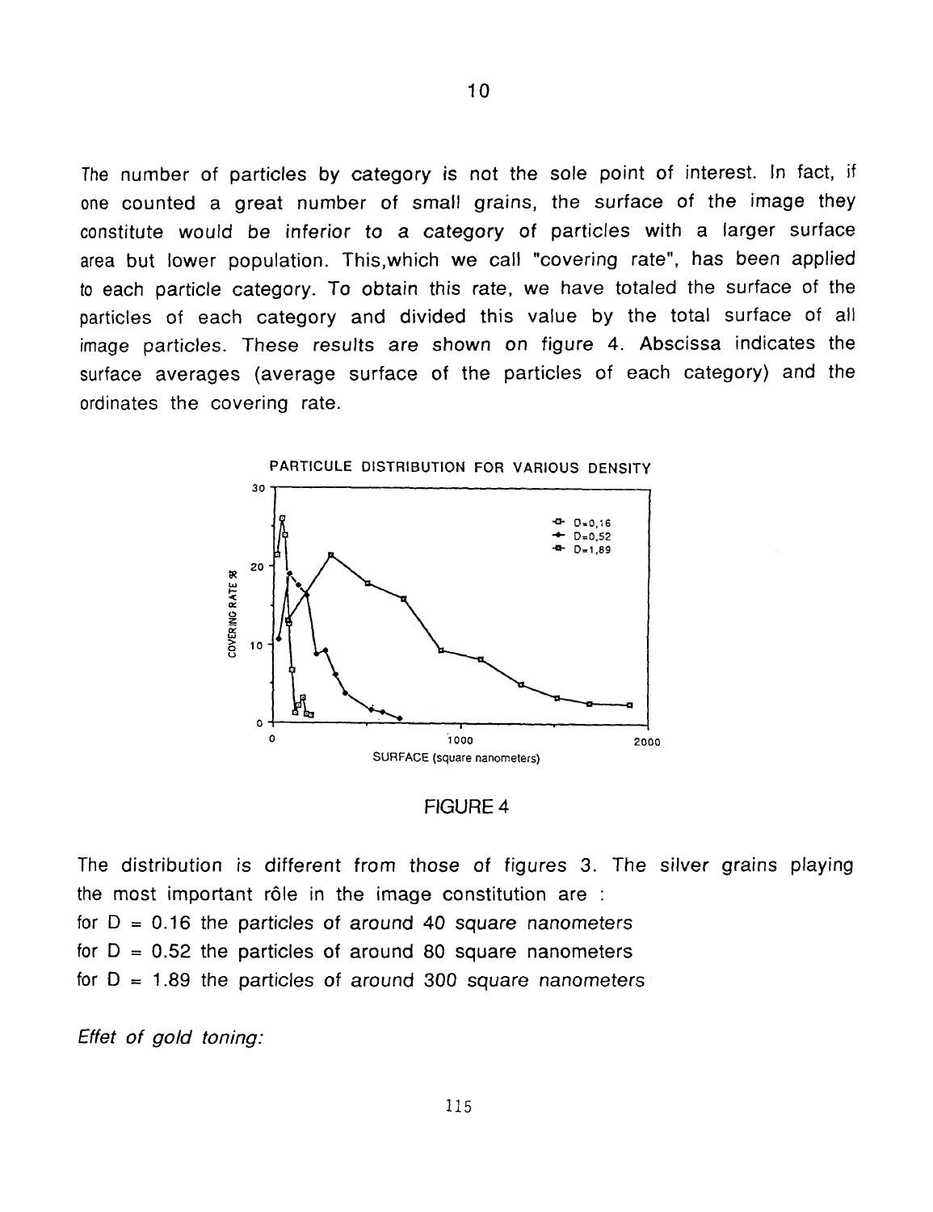The number of particles by category is not the sole point of interest. In fact, if one counted a great number of small grains, the surface of the image they constitute would be inferior to a category of particles with a larger surface area but lower population. This,which we call "covering rate", has been applied to each particle category. To obtain this rate, we have totaled the surface of the particles of each category and divided this value by the total surface of all image particles. These results are shown on figure 4. Abscissa indicates the surface averages (average surface of the particles of each category) and the ordinates the covering rate.

FIGURE 4

The distribution is different from those of figures 3. The silver grains playing the most important rôle in the image constitution are :

for D = 0.16 the particles of around 40 *square nanometers*

for D = 0.52 the particles of around 80 *square nanometers*

for D = 1.89 the particles of around 300 *square nanometers*

*Effet of gold toning:*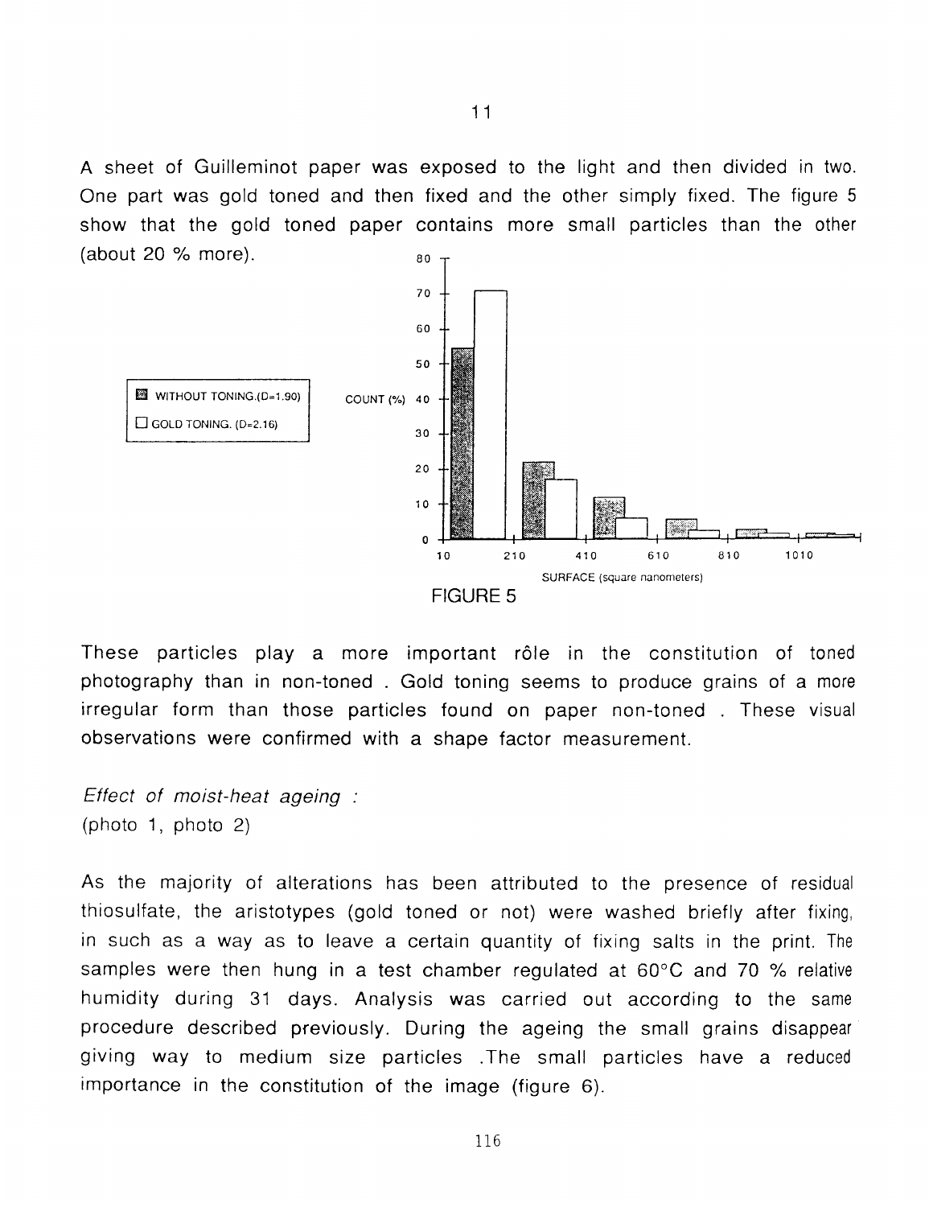A sheet of Guilleminot paper was exposed to the light and then divided in two. One part was gold toned and then fixed and the other simply fixed. The figure 5 show that the gold toned paper contains more small particles than the other (about 20 % more).

FIGURE 5

These particles play a more important rôle in the constitution of toned photography than in non-toned . Gold toning seems to produce grains of a more irregular form than those particles found on paper non-toned . These visual observations were confirmed with a shape factor measurement.

*Effect of moist-heat ageing :*
(photo 1, photo 2)

As the majority of alterations has been attributed to the presence of residual thiosulfate, the aristotypes (gold toned or not) were washed briefly after fixing, in such as a way as to leave a certain quantity of fixing salts in the print. The samples were then hung in a test chamber regulated at 60°C and 70 % relative humidity during 31 days. Analysis was carried out according to the same procedure described previously. During the ageing the small grains disappear giving way to medium size particles .The small particles have a reduced importance in the constitution of the image (figure 6).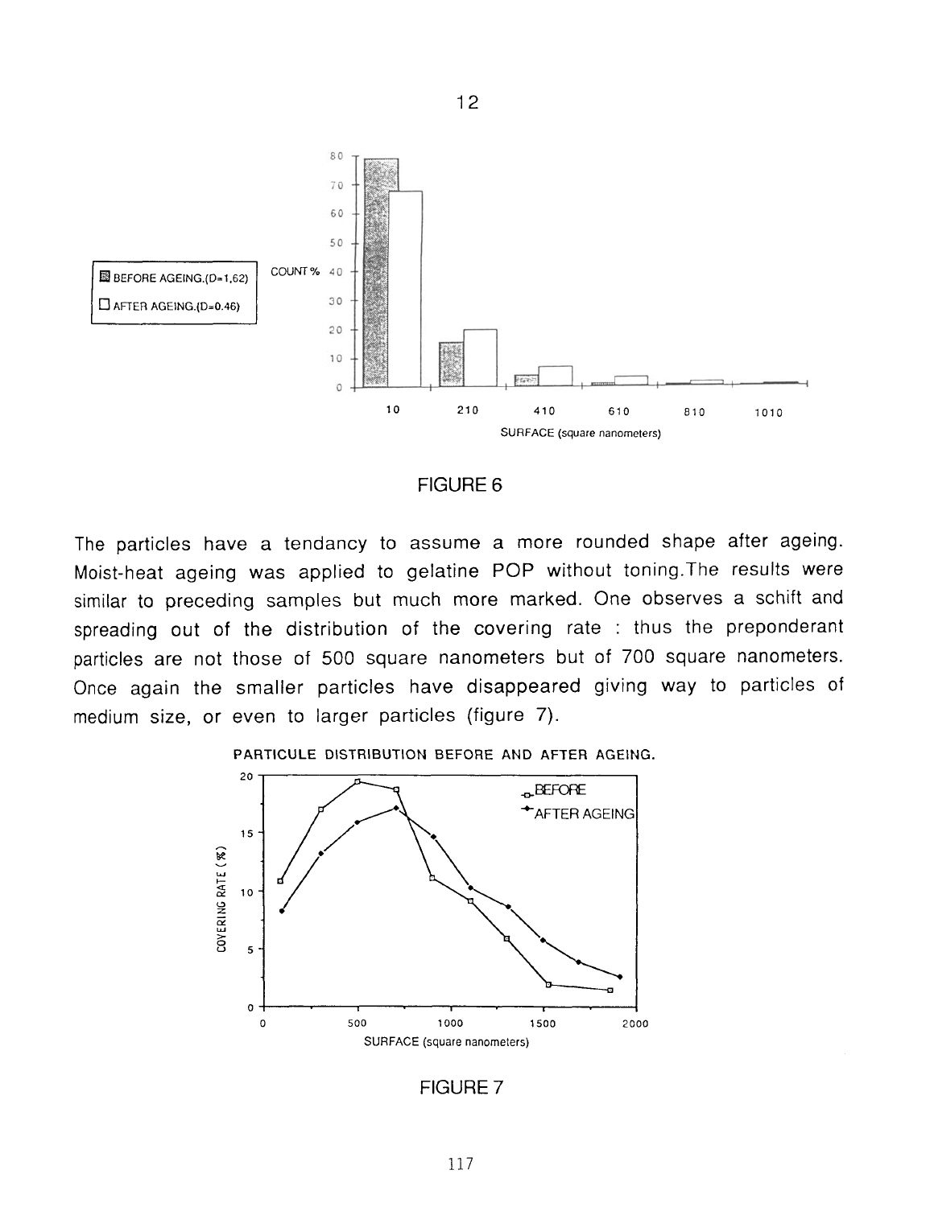FIGURE 6

The particles have a tendancy to assume a more rounded shape after ageing. Moist-heat ageing was applied to gelatine POP without toning.The results were similar to preceding samples but much more marked. One observes a schift and spreading out of the distribution of the covering rate : thus the preponderant particles are not those of 500 square nanometers but of 700 square nanometers. Once again the smaller particles have disappeared giving way to particles of medium size, or even to larger particles (figure 7).

FIGURE 7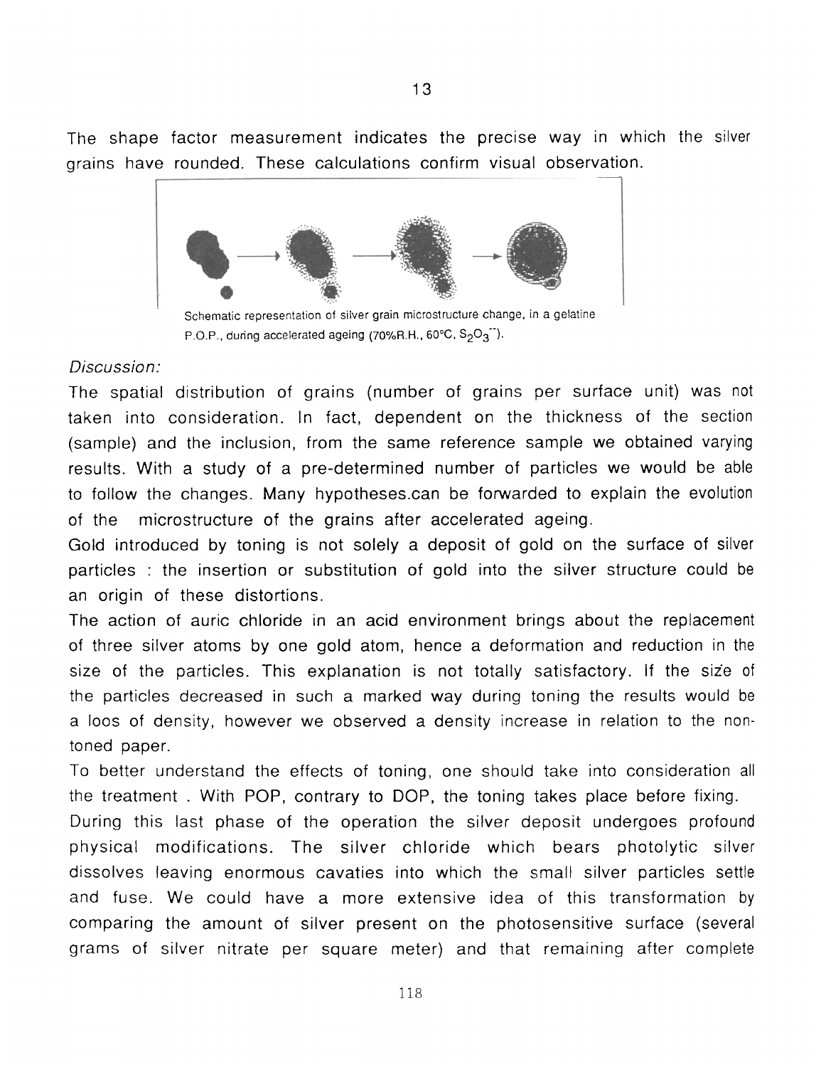The shape factor measurement indicates the precise way in which the silver grains have rounded. These calculations confirm visual observation.

Schematic representation of silver grain microstructure change, in a gelatine P.O.P., during accelerated ageing (70%R.H., 60°C, $S_2O_3^{--}$).

*Discussion:*

The spatial distribution of grains (number of grains per surface unit) was not taken into consideration. In fact, dependent on the thickness of the section (sample) and the inclusion, from the same reference sample we obtained varying results. With a study of a pre-determined number of particles we would be able to follow the changes. Many hypotheses.can be forwarded to explain the evolution of the microstructure of the grains after accelerated ageing.

Gold introduced by toning is not solely a deposit of gold on the surface of silver particles : the insertion or substitution of gold into the silver structure could be an origin of these distortions.

The action of auric chloride in an acid environment brings about the replacement of three silver atoms by one gold atom, hence a deformation and reduction in the size of the particles. This explanation is not totally satisfactory. If the size of the particles decreased in such a marked way during toning the results would be a loos of density, however we observed a density increase in relation to the non-toned paper.

To better understand the effects of toning, one should take into consideration all the treatment . With POP, contrary to DOP, the toning takes place before fixing.

During this last phase of the operation the silver deposit undergoes profound physical modifications. The silver chloride which bears photolytic silver dissolves leaving enormous cavaties into which the small silver particles settle and fuse. We could have a more extensive idea of this transformation by comparing the amount of silver present on the photosensitive surface (several grams of silver nitrate per square meter) and that remaining after complete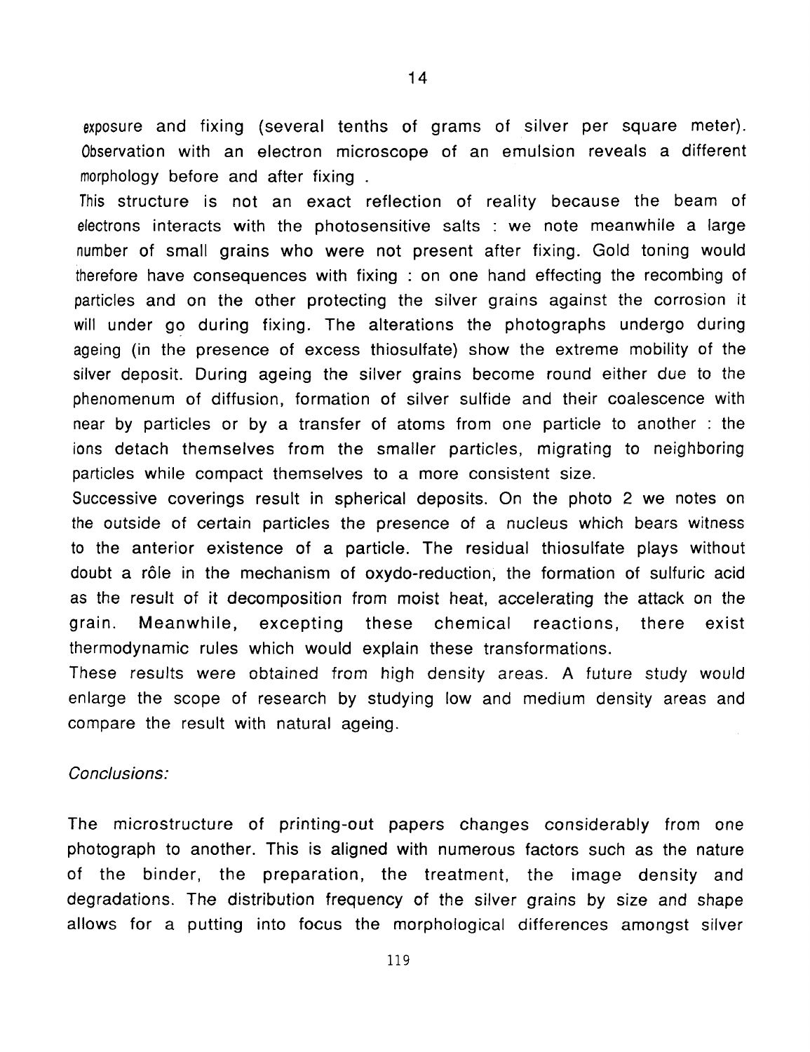exposure and fixing (several tenths of grams of silver per square meter). Observation with an electron microscope of an emulsion reveals a different morphology before and after fixing .

This structure is not an exact reflection of reality because the beam of electrons interacts with the photosensitive salts : we note meanwhile a large number of small grains who were not present after fixing. Gold toning would therefore have consequences with fixing : on one hand effecting the recombing of particles and on the other protecting the silver grains against the corrosion it will under go during fixing. The alterations the photographs undergo during ageing (in the presence of excess thiosulfate) show the extreme mobility of the silver deposit. During ageing the silver grains become round either due to the phenomenum of diffusion, formation of silver sulfide and their coalescence with near by particles or by a transfer of atoms from one particle to another : the ions detach themselves from the smaller particles, migrating to neighboring particles while compact themselves to a more consistent size.

Successive coverings result in spherical deposits. On the photo 2 we notes on the outside of certain particles the presence of a nucleus which bears witness to the anterior existence of a particle. The residual thiosulfate plays without doubt a rôle in the mechanism of oxydo-reduction, the formation of sulfuric acid as the result of it decomposition from moist heat, accelerating the attack on the grain. Meanwhile, excepting these chemical reactions, there exist thermodynamic rules which would explain these transformations.

These results were obtained from high density areas. A future study would enlarge the scope of research by studying low and medium density areas and compare the result with natural ageing.

*Conclusions:*

The microstructure of printing-out papers changes considerably from one photograph to another. This is aligned with numerous factors such as the nature of the binder, the preparation, the treatment, the image density and degradations. The distribution frequency of the silver grains by size and shape allows for a putting into focus the morphological differences amongst silver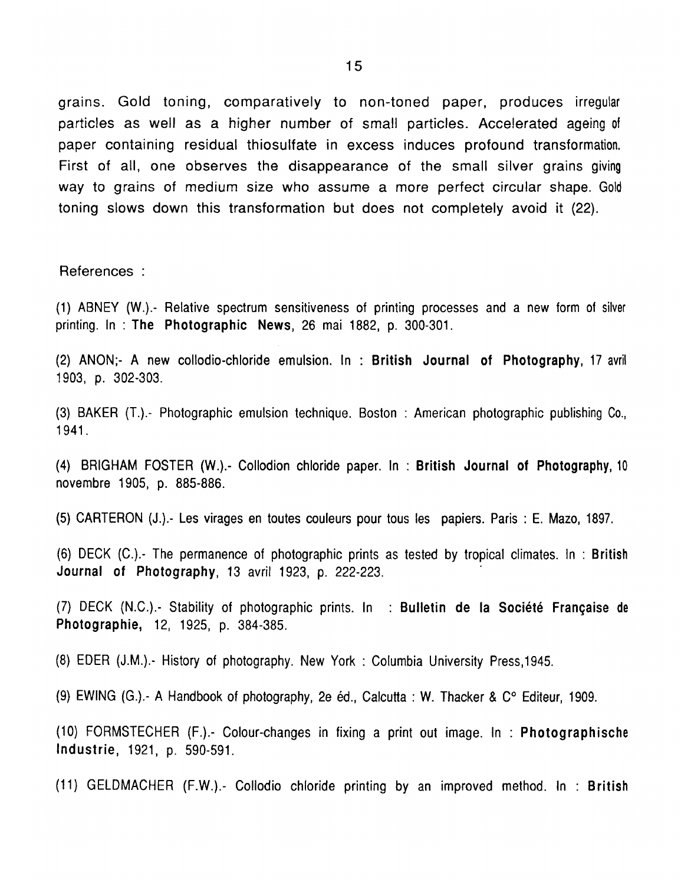grains. Gold toning, comparatively to non-toned paper, produces irregular particles as well as a higher number of small particles. Accelerated ageing of paper containing residual thiosulfate in excess induces profound transformation. First of all, one observes the disappearance of the small silver grains giving way to grains of medium size who assume a more perfect circular shape. Gold toning slows down this transformation but does not completely avoid it (22).

References :

(1) ABNEY (W.).- Relative spectrum sensitiveness of printing processes and a new form of silver printing. In : **The Photographic News**, 26 mai 1882, p. 300-301.

(2) ANON;- A new collodio-chloride emulsion. In : **British Journal of Photography**, 17 avril 1903, p. 302-303.

(3) BAKER (T.).- Photographic emulsion technique. Boston : American photographic publishing Co., 1941.

(4) BRIGHAM FOSTER (W.).- Collodion chloride paper. In : **British Journal of Photography**, 10 novembre 1905, p. 885-886.

(5) CARTERON (J.).- Les virages en toutes couleurs pour tous les papiers. Paris : E. Mazo, 1897.

(6) DECK (C.).- The permanence of photographic prints as tested by tropical climates. In : **British Journal of Photography**, 13 avril 1923, p. 222-223.

(7) DECK (N.C.).- Stability of photographic prints. In : **Bulletin de la Société Française de Photographie,** 12, 1925, p. 384-385.

(8) EDER (J.M.).- History of photography. New York : Columbia University Press,1945.

(9) EWING (G.).- A Handbook of photography, 2e éd., Calcutta : W. Thacker & C° Editeur, 1909.

(10) FORMSTECHER (F.).- Colour-changes in fixing a print out image. In : **Photographische Industrie**, 1921, p. 590-591.

(11) GELDMACHER (F.W.).- Collodio chloride printing by an improved method. In : **British**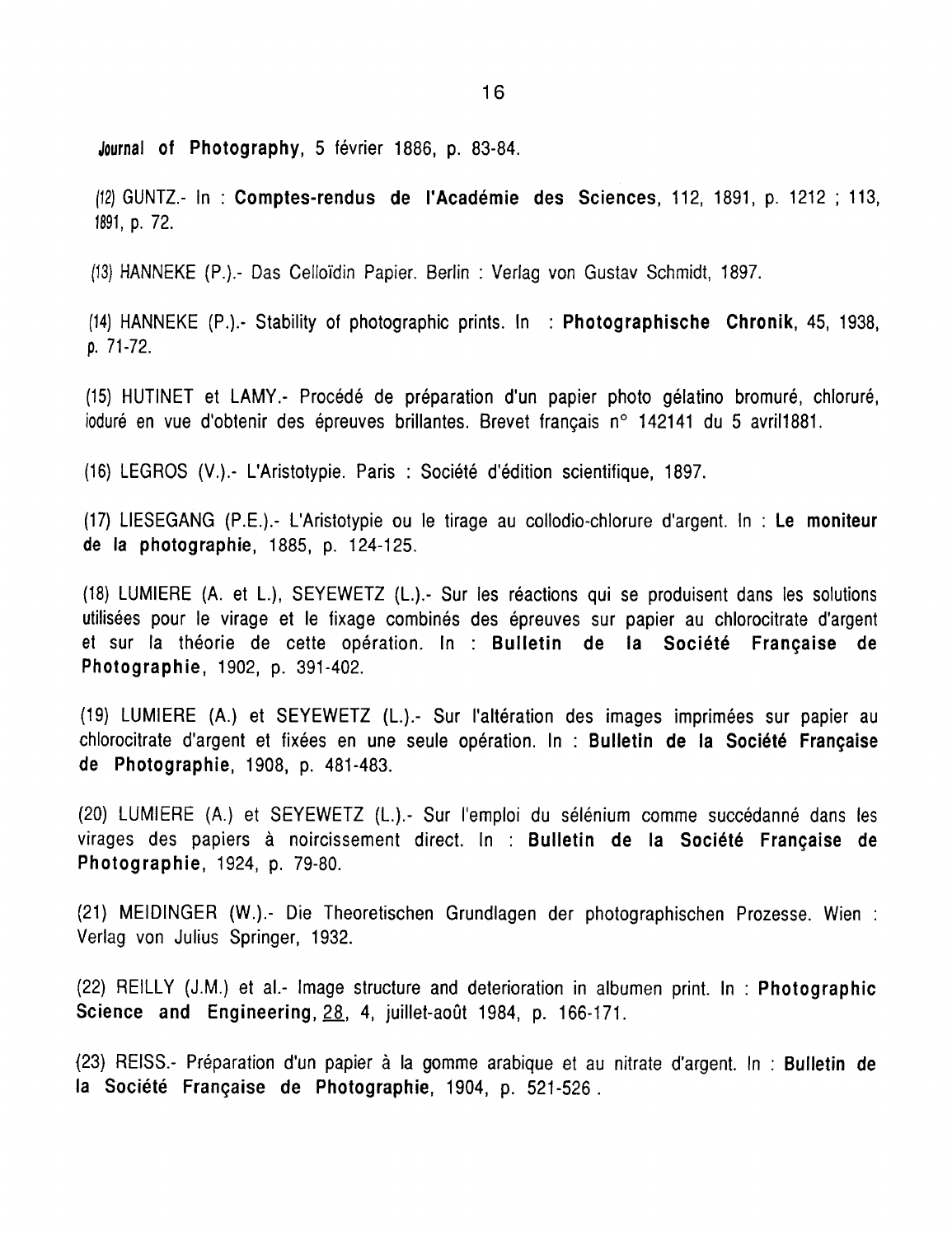**Journal of Photography**, 5 février 1886, p. 83-84.

(12) GUNTZ.- In : **Comptes-rendus de l'Académie des Sciences**, 112, 1891, p. 1212 ; 113, 1891, p. 72.

(13) HANNEKE (P.).- Das Celloïdin Papier. Berlin : Verlag von Gustav Schmidt, 1897.

(14) HANNEKE (P.).- Stability of photographic prints. In : **Photographische Chronik**, 45, 1938, p. 71-72.

(15) HUTINET et LAMY.- Procédé de préparation d'un papier photo gélatino bromuré, chloruré, ioduré en vue d'obtenir des épreuves brillantes. Brevet français n° 142141 du 5 avril1881.

(16) LEGROS (V.).- L'Aristotypie. Paris : Société d'édition scientifique, 1897.

(17) LIESEGANG (P.E.).- L'Aristotypie ou le tirage au collodio-chlorure d'argent. In : **Le moniteur de la photographie**, 1885, p. 124-125.

(18) LUMIERE (A. et L.), SEYEWETZ (L.).- Sur les réactions qui se produisent dans les solutions utilisées pour le virage et le fixage combinés des épreuves sur papier au chlorocitrate d'argent et sur la théorie de cette opération. In : **Bulletin de la Société Française de Photographie**, 1902, p. 391-402.

(19) LUMIERE (A.) et SEYEWETZ (L.).- Sur l'altération des images imprimées sur papier au chlorocitrate d'argent et fixées en une seule opération. In : **Bulletin de la Société Française de Photographie**, 1908, p. 481-483.

(20) LUMIERE (A.) et SEYEWETZ (L.).- Sur l'emploi du sélénium comme succédanné dans les virages des papiers à noircissement direct. In : **Bulletin de la Société Française de Photographie**, 1924, p. 79-80.

(21) MEIDINGER (W.).- Die Theoretischen Grundlagen der photographischen Prozesse. Wien : Verlag von Julius Springer, 1932.

(22) REILLY (J.M.) et al.- Image structure and deterioration in albumen print. In : **Photographic Science and Engineering**, 28, 4, juillet-août 1984, p. 166-171.

(23) REISS.- Préparation d'un papier à la gomme arabique et au nitrate d'argent. In : **Bulletin de la Société Française de Photographie**, 1904, p. 521-526 .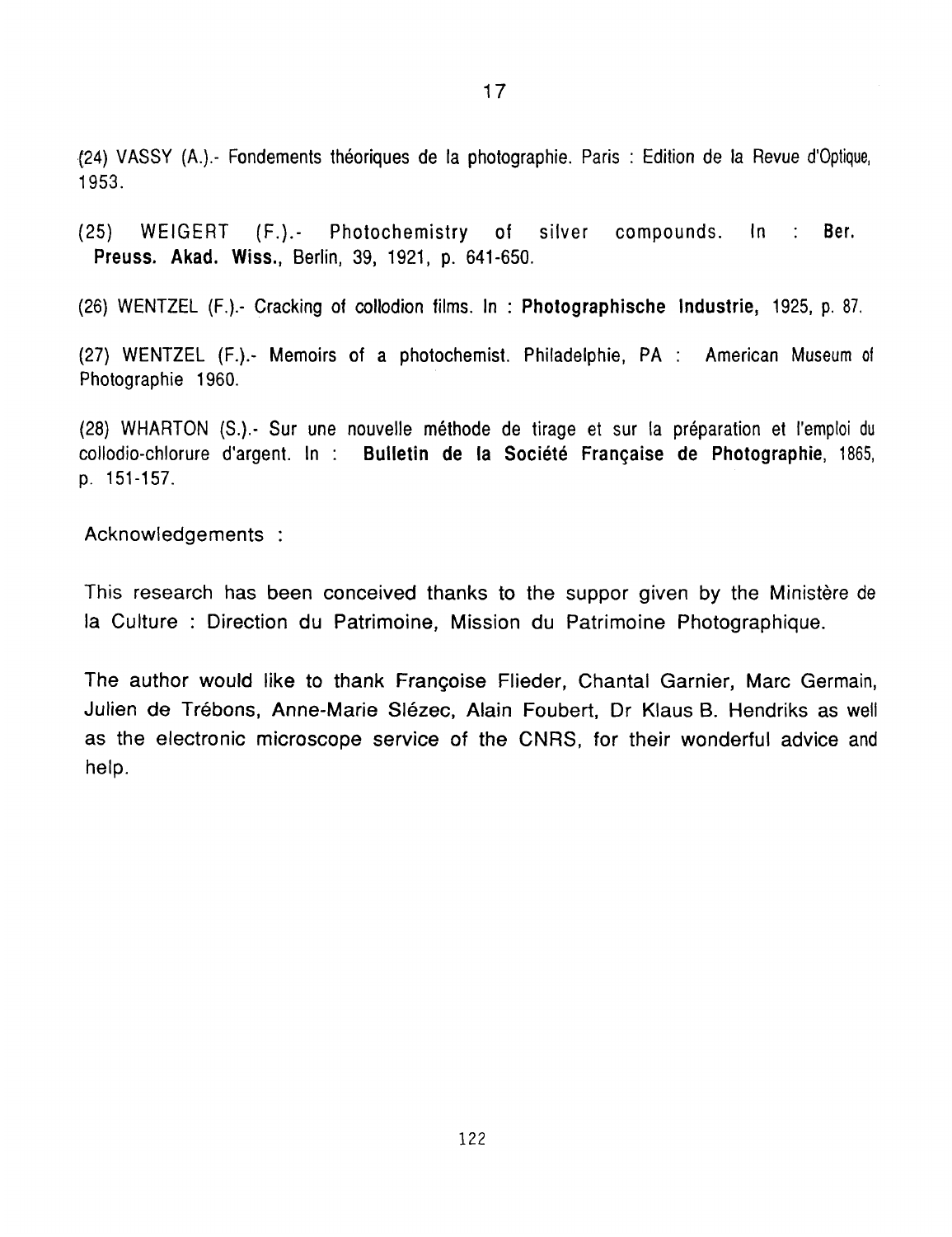(24) VASSY (A.).- Fondements théoriques de la photographie. Paris : Edition de la Revue d'Optique, 1953.

(25) WEIGERT (F.).- Photochemistry of silver compounds. In : **Ber. Preuss. Akad. Wiss.**, Berlin, 39, 1921, p. 641-650.

(26) WENTZEL (F.).- Cracking of collodion films. In : **Photographische Industrie**, 1925, p. 87.

(27) WENTZEL (F.).- Memoirs of a photochemist. Philadelphie, PA : American Museum of Photographie 1960.

(28) WHARTON (S.).- Sur une nouvelle méthode de tirage et sur la préparation et l'emploi du collodio-chlorure d'argent. In : **Bulletin de la Société Française de Photographie**, 1865, p. 151-157.

Acknowledgements :

This research has been conceived thanks to the suppor given by the Ministère de la Culture : Direction du Patrimoine, Mission du Patrimoine Photographique.

The author would like to thank Françoise Flieder, Chantal Garnier, Marc Germain, Julien de Trébons, Anne-Marie Slézec, Alain Foubert, Dr Klaus B. Hendriks as well as the electronic microscope service of the CNRS, for their wonderful advice and help.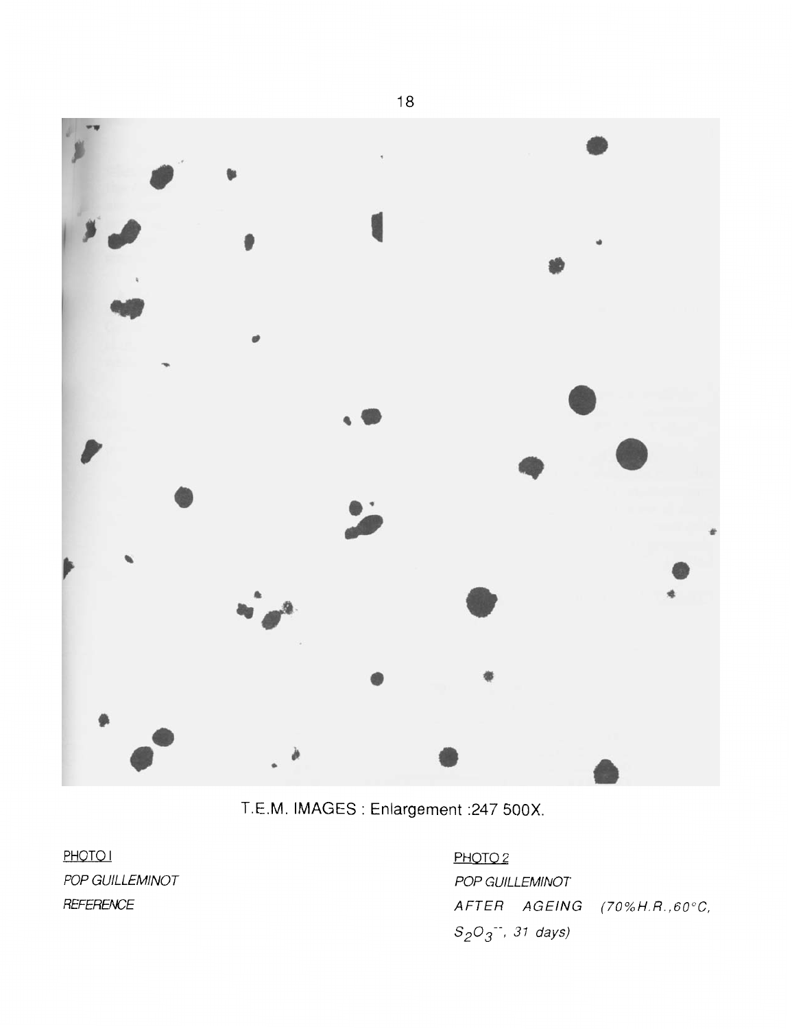T.E.M. IMAGES : Enlargement :247 500X.

<u>PHOTO I</u>

*POP GUILLEMINOT*

*REFERENCE*

<u>PHOTO 2</u>

*POP GUILLEMINOT*

*AFTER AGEING (70%H.R.,60°C, $S_2O_3^{--}$, 31 days)*